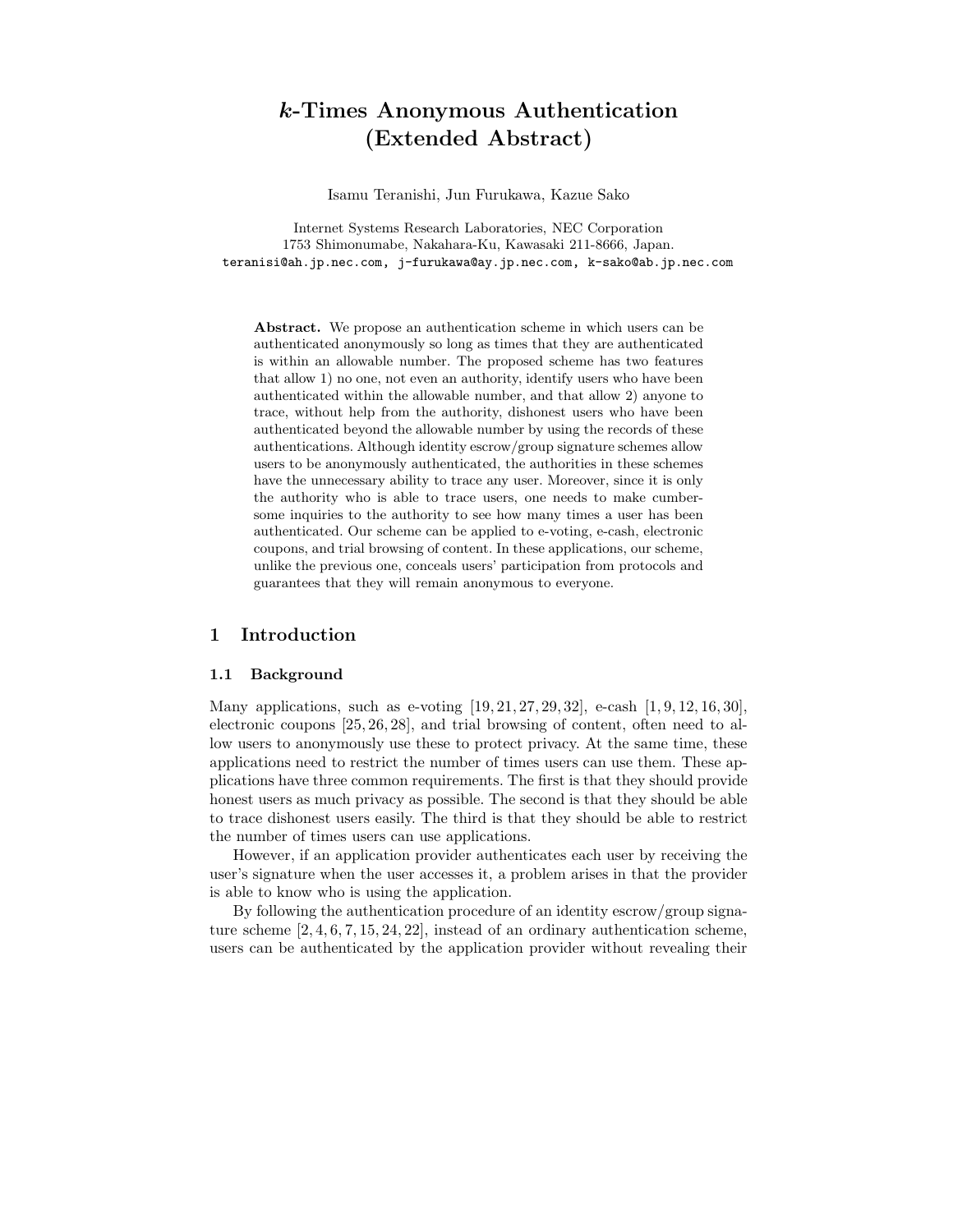# *k*-Times Anonymous Authentication (Extended Abstract)

Isamu Teranishi, Jun Furukawa, Kazue Sako

Internet Systems Research Laboratories, NEC Corporation
1753 Shimonumabe, Nakahara-Ku, Kawasaki 211-8666, Japan.
teranisi@ah.jp.nec.com, j-furukawa@ay.jp.nec.com, k-sako@ab.jp.nec.com

**Abstract.** We propose an authentication scheme in which users can be authenticated anonymously so long as times that they are authenticated is within an allowable number. The proposed scheme has two features that allow 1) no one, not even an authority, identify users who have been authenticated within the allowable number, and that allow 2) anyone to trace, without help from the authority, dishonest users who have been authenticated beyond the allowable number by using the records of these authentications. Although identity escrow/group signature schemes allow users to be anonymously authenticated, the authorities in these schemes have the unnecessary ability to trace any user. Moreover, since it is only the authority who is able to trace users, one needs to make cumbersome inquiries to the authority to see how many times a user has been authenticated. Our scheme can be applied to e-voting, e-cash, electronic coupons, and trial browsing of content. In these applications, our scheme, unlike the previous one, conceals users' participation from protocols and guarantees that they will remain anonymous to everyone.

## 1 Introduction

### 1.1 Background

Many applications, such as e-voting [19, 21, 27, 29, 32], e-cash [1, 9, 12, 16, 30], electronic coupons [25, 26, 28], and trial browsing of content, often need to allow users to anonymously use these to protect privacy. At the same time, these applications need to restrict the number of times users can use them. These applications have three common requirements. The first is that they should provide honest users as much privacy as possible. The second is that they should be able to trace dishonest users easily. The third is that they should be able to restrict the number of times users can use applications.

However, if an application provider authenticates each user by receiving the user's signature when the user accesses it, a problem arises in that the provider is able to know who is using the application.

By following the authentication procedure of an identity escrow/group signature scheme [2, 4, 6, 7, 15, 24, 22], instead of an ordinary authentication scheme, users can be authenticated by the application provider without revealing their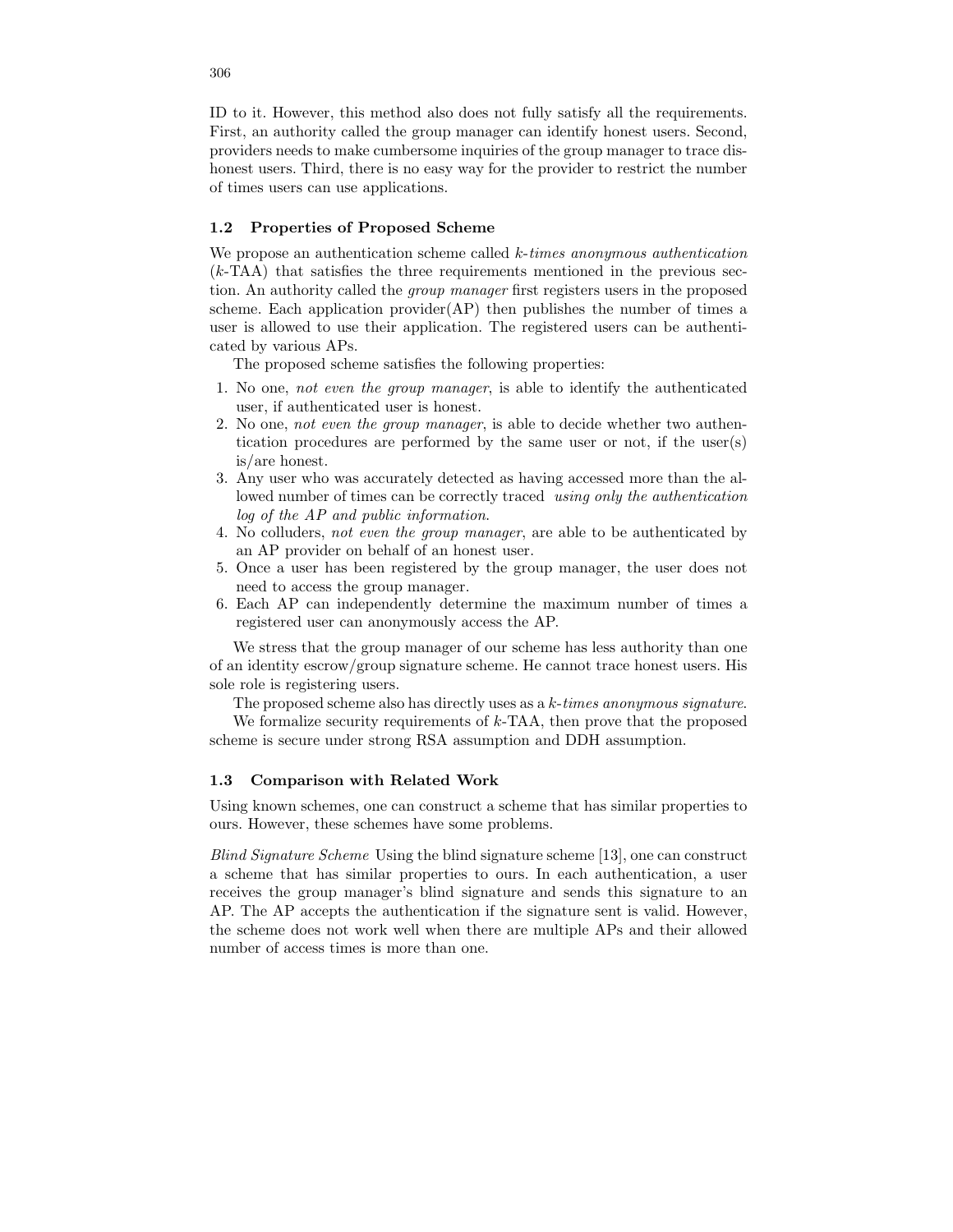ID to it. However, this method also does not fully satisfy all the requirements. First, an authority called the group manager can identify honest users. Second, providers needs to make cumbersome inquiries of the group manager to trace dishonest users. Third, there is no easy way for the provider to restrict the number of times users can use applications.

### 1.2 Properties of Proposed Scheme

We propose an authentication scheme called *k-times anonymous authentication* ($k$-TAA) that satisfies the three requirements mentioned in the previous section. An authority called the *group manager* first registers users in the proposed scheme. Each application provider(AP) then publishes the number of times a user is allowed to use their application. The registered users can be authenticated by various APs.

The proposed scheme satisfies the following properties:

1. No one, *not even the group manager*, is able to identify the authenticated user, if authenticated user is honest.
2. No one, *not even the group manager*, is able to decide whether two authentication procedures are performed by the same user or not, if the user(s) is/are honest.
3. Any user who was accurately detected as having accessed more than the allowed number of times can be correctly traced *using only the authentication log of the AP and public information*.
4. No colluders, *not even the group manager*, are able to be authenticated by an AP provider on behalf of an honest user.
5. Once a user has been registered by the group manager, the user does not need to access the group manager.
6. Each AP can independently determine the maximum number of times a registered user can anonymously access the AP.

We stress that the group manager of our scheme has less authority than one of an identity escrow/group signature scheme. He cannot trace honest users. His sole role is registering users.

The proposed scheme also has directly uses as a *k-times anonymous signature*.

We formalize security requirements of $k$-TAA, then prove that the proposed scheme is secure under strong RSA assumption and DDH assumption.

### 1.3 Comparison with Related Work

Using known schemes, one can construct a scheme that has similar properties to ours. However, these schemes have some problems.

*Blind Signature Scheme* Using the blind signature scheme [13], one can construct a scheme that has similar properties to ours. In each authentication, a user receives the group manager's blind signature and sends this signature to an AP. The AP accepts the authentication if the signature sent is valid. However, the scheme does not work well when there are multiple APs and their allowed number of access times is more than one.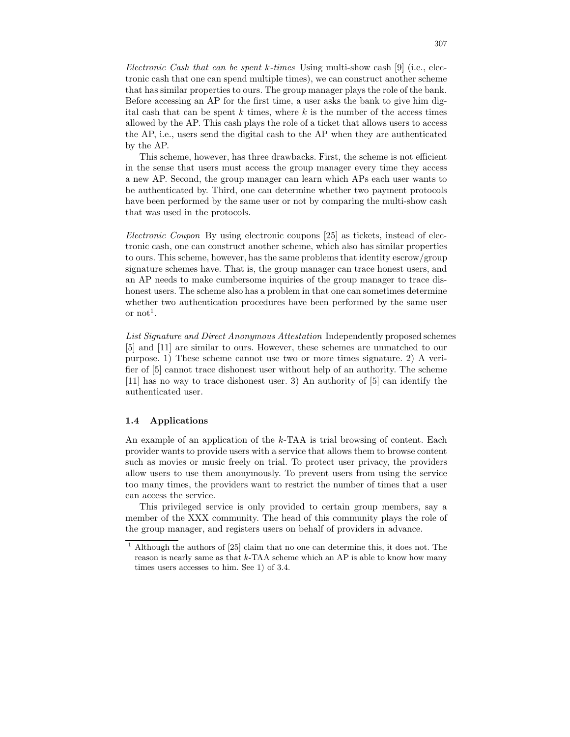*Electronic Cash that can be spent k-times* Using multi-show cash [9] (i.e., electronic cash that one can spend multiple times), we can construct another scheme that has similar properties to ours. The group manager plays the role of the bank. Before accessing an AP for the first time, a user asks the bank to give him digital cash that can be spent $k$ times, where $k$ is the number of the access times allowed by the AP. This cash plays the role of a ticket that allows users to access the AP, i.e., users send the digital cash to the AP when they are authenticated by the AP.

This scheme, however, has three drawbacks. First, the scheme is not efficient in the sense that users must access the group manager every time they access a new AP. Second, the group manager can learn which APs each user wants to be authenticated by. Third, one can determine whether two payment protocols have been performed by the same user or not by comparing the multi-show cash that was used in the protocols.

*Electronic Coupon* By using electronic coupons [25] as tickets, instead of electronic cash, one can construct another scheme, which also has similar properties to ours. This scheme, however, has the same problems that identity escrow/group signature schemes have. That is, the group manager can trace honest users, and an AP needs to make cumbersome inquiries of the group manager to trace dishonest users. The scheme also has a problem in that one can sometimes determine whether two authentication procedures have been performed by the same user or not[1].

*List Signature and Direct Anonymous Attestation* Independently proposed schemes [5] and [11] are similar to ours. However, these schemes are unmatched to our purpose. 1) These scheme cannot use two or more times signature. 2) A verifier of [5] cannot trace dishonest user without help of an authority. The scheme [11] has no way to trace dishonest user. 3) An authority of [5] can identify the authenticated user.

### 1.4 Applications

An example of an application of the $k$-TAA is trial browsing of content. Each provider wants to provide users with a service that allows them to browse content such as movies or music freely on trial. To protect user privacy, the providers allow users to use them anonymously. To prevent users from using the service too many times, the providers want to restrict the number of times that a user can access the service.

This privileged service is only provided to certain group members, say a member of the XXX community. The head of this community plays the role of the group manager, and registers users on behalf of providers in advance.

[1] Although the authors of [25] claim that no one can determine this, it does not. The reason is nearly same as that $k$-TAA scheme which an AP is able to know how many times users accesses to him. See 1) of 3.4.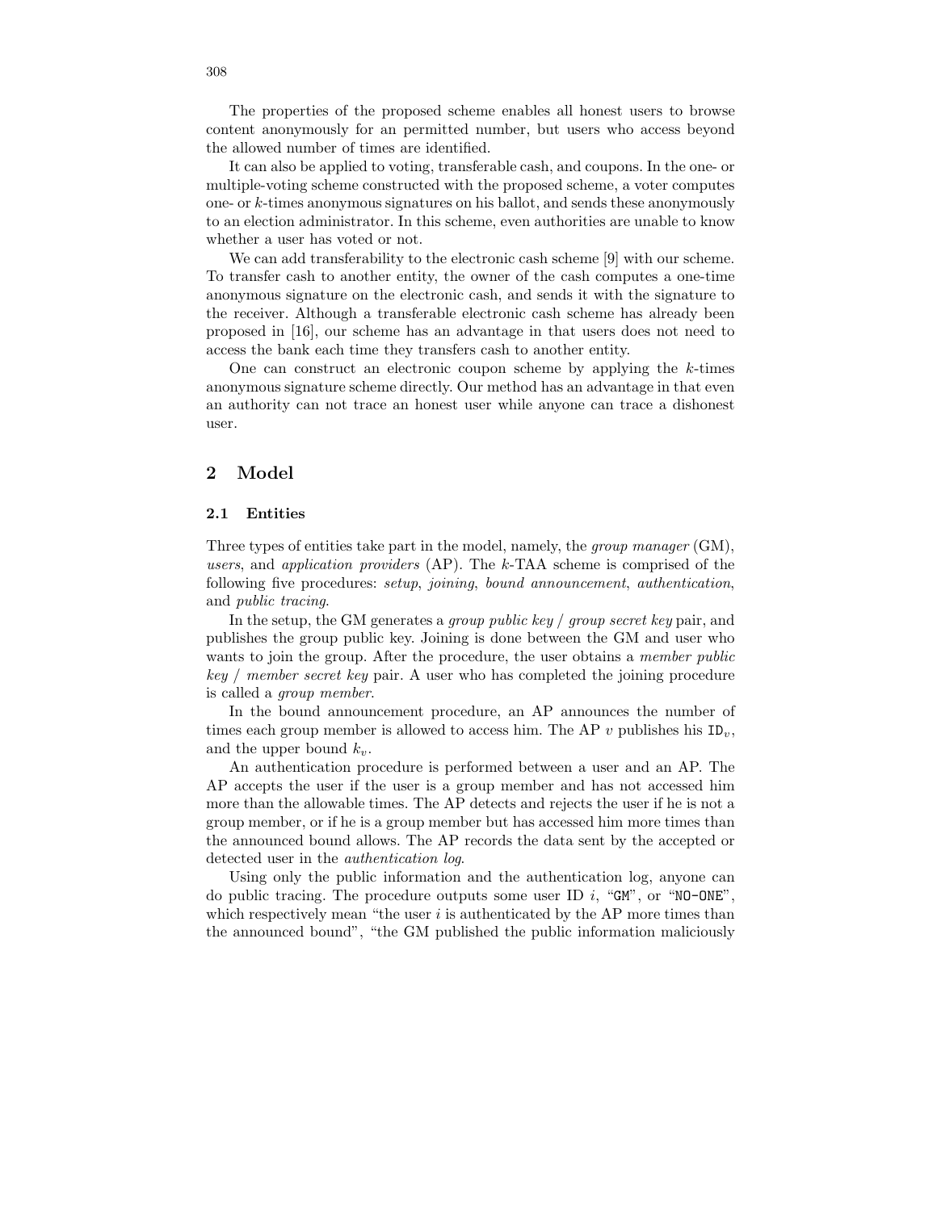The properties of the proposed scheme enables all honest users to browse content anonymously for an permitted number, but users who access beyond the allowed number of times are identified.

It can also be applied to voting, transferable cash, and coupons. In the one- or multiple-voting scheme constructed with the proposed scheme, a voter computes one- or $k$-times anonymous signatures on his ballot, and sends these anonymously to an election administrator. In this scheme, even authorities are unable to know whether a user has voted or not.

We can add transferability to the electronic cash scheme [9] with our scheme. To transfer cash to another entity, the owner of the cash computes a one-time anonymous signature on the electronic cash, and sends it with the signature to the receiver. Although a transferable electronic cash scheme has already been proposed in [16], our scheme has an advantage in that users does not need to access the bank each time they transfers cash to another entity.

One can construct an electronic coupon scheme by applying the $k$-times anonymous signature scheme directly. Our method has an advantage in that even an authority can not trace an honest user while anyone can trace a dishonest user.

## 2 Model

### 2.1 Entities

Three types of entities take part in the model, namely, the *group manager* (GM), *users*, and *application providers* (AP). The $k$-TAA scheme is comprised of the following five procedures: *setup*, *joining*, *bound announcement*, *authentication*, and *public tracing*.

In the setup, the GM generates a *group public key* / *group secret key* pair, and publishes the group public key. Joining is done between the GM and user who wants to join the group. After the procedure, the user obtains a *member public key* / *member secret key* pair. A user who has completed the joining procedure is called a *group member*.

In the bound announcement procedure, an AP announces the number of times each group member is allowed to access him. The AP $v$ publishes his $\mathtt{ID}_v$, and the upper bound $k_v$.

An authentication procedure is performed between a user and an AP. The AP accepts the user if the user is a group member and has not accessed him more than the allowable times. The AP detects and rejects the user if he is not a group member, or if he is a group member but has accessed him more times than the announced bound allows. The AP records the data sent by the accepted or detected user in the *authentication log*.

Using only the public information and the authentication log, anyone can do public tracing. The procedure outputs some user ID $i$, "GM", or "NO-ONE", which respectively mean "the user $i$ is authenticated by the AP more times than the announced bound", "the GM published the public information maliciously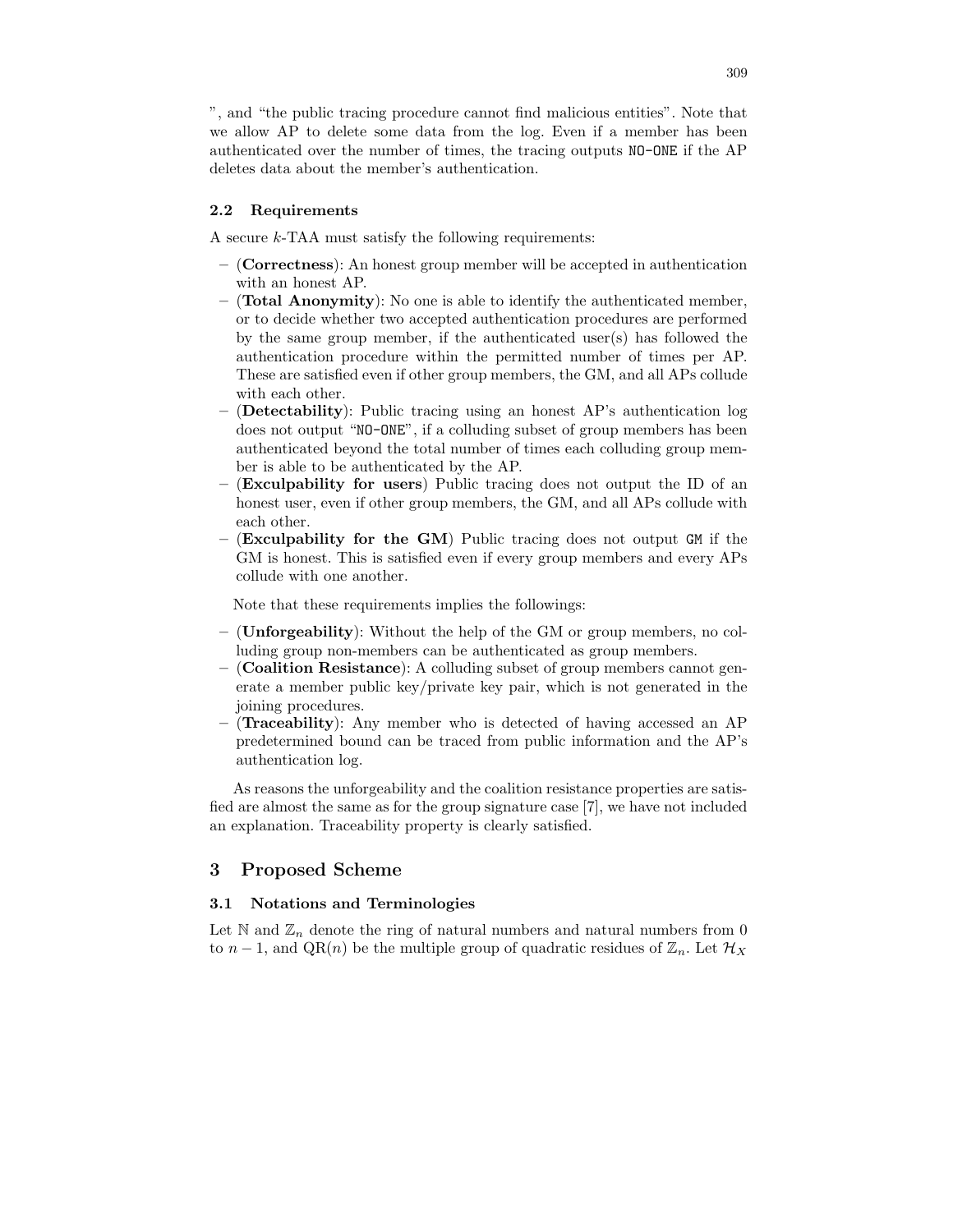", and "the public tracing procedure cannot find malicious entities". Note that we allow AP to delete some data from the log. Even if a member has been authenticated over the number of times, the tracing outputs NO-ONE if the AP deletes data about the member's authentication.

### 2.2 Requirements

A secure $k$-TAA must satisfy the following requirements:

- (**Correctness**): An honest group member will be accepted in authentication with an honest AP.
- (**Total Anonymity**): No one is able to identify the authenticated member, or to decide whether two accepted authentication procedures are performed by the same group member, if the authenticated user(s) has followed the authentication procedure within the permitted number of times per AP. These are satisfied even if other group members, the GM, and all APs collude with each other.
- (**Detectability**): Public tracing using an honest AP's authentication log does not output "NO-ONE", if a colluding subset of group members has been authenticated beyond the total number of times each colluding group member is able to be authenticated by the AP.
- (**Exculpability for users**) Public tracing does not output the ID of an honest user, even if other group members, the GM, and all APs collude with each other.
- (**Exculpability for the GM**) Public tracing does not output GM if the GM is honest. This is satisfied even if every group members and every APs collude with one another.

Note that these requirements implies the followings:

- (**Unforgeability**): Without the help of the GM or group members, no colluding group non-members can be authenticated as group members.
- (**Coalition Resistance**): A colluding subset of group members cannot generate a member public key/private key pair, which is not generated in the joining procedures.
- (**Traceability**): Any member who is detected of having accessed an AP predetermined bound can be traced from public information and the AP's authentication log.

As reasons the unforgeability and the coalition resistance properties are satisfied are almost the same as for the group signature case [7], we have not included an explanation. Traceability property is clearly satisfied.

## 3 Proposed Scheme

### 3.1 Notations and Terminologies

Let $\mathbb{N}$ and $\mathbb{Z}_n$ denote the ring of natural numbers and natural numbers from 0 to $n-1$, and $\mathrm{QR}(n)$ be the multiple group of quadratic residues of $\mathbb{Z}_n$. Let $\mathcal{H}_X$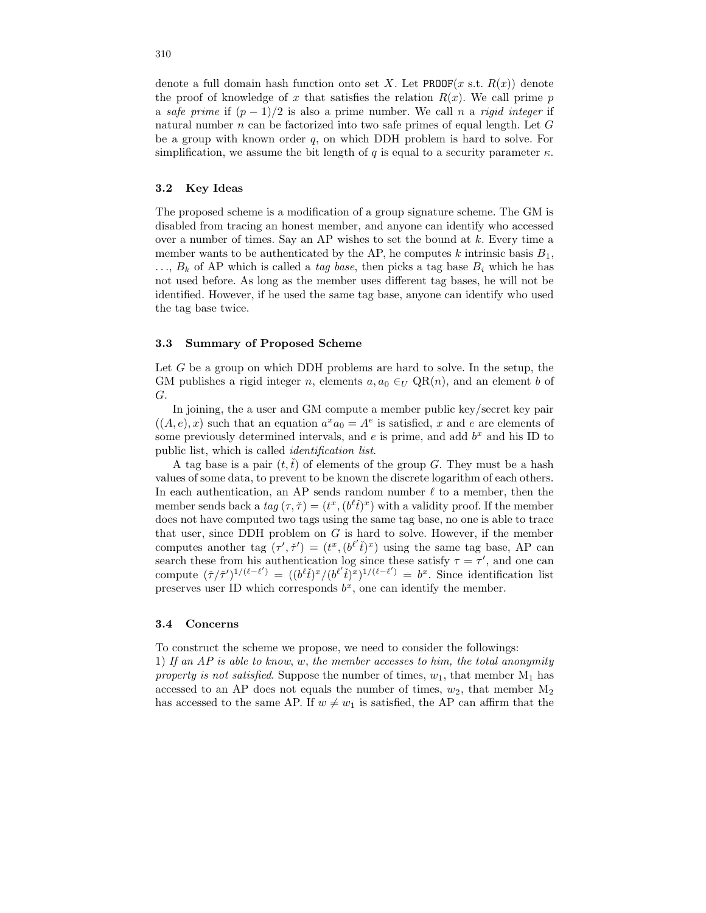denote a full domain hash function onto set $X$. Let $\texttt{PROOF}(x \text{ s.t. } R(x))$ denote the proof of knowledge of $x$ that satisfies the relation $R(x)$. We call prime $p$ a *safe prime* if $(p-1)/2$ is also a prime number. We call $n$ a *rigid integer* if natural number $n$ can be factorized into two safe primes of equal length. Let $G$ be a group with known order $q$, on which DDH problem is hard to solve. For simplification, we assume the bit length of $q$ is equal to a security parameter $\kappa$.

### 3.2 Key Ideas

The proposed scheme is a modification of a group signature scheme. The GM is disabled from tracing an honest member, and anyone can identify who accessed over a number of times. Say an AP wishes to set the bound at $k$. Every time a member wants to be authenticated by the AP, he computes $k$ intrinsic basis $B_1$, $\ldots$, $B_k$ of AP which is called a *tag base*, then picks a tag base $B_i$ which he has not used before. As long as the member uses different tag bases, he will not be identified. However, if he used the same tag base, anyone can identify who used the tag base twice.

### 3.3 Summary of Proposed Scheme

Let $G$ be a group on which DDH problems are hard to solve. In the setup, the GM publishes a rigid integer $n$, elements $a, a_0 \in_U \text{QR}(n)$, and an element $b$ of $G$.

In joining, the a user and GM compute a member public key/secret key pair $((A, e), x)$ such that an equation $a^x a_0 = A^e$ is satisfied, $x$ and $e$ are elements of some previously determined intervals, and $e$ is prime, and add $b^x$ and his ID to public list, which is called *identification list*.

A tag base is a pair $(t, \check{t})$ of elements of the group $G$. They must be a hash values of some data, to prevent to be known the discrete logarithm of each others. In each authentication, an AP sends random number $\ell$ to a member, then the member sends back a *tag* $(\tau, \check{\tau}) = (t^x, (b^\ell \check{t})^x)$ with a validity proof. If the member does not have computed two tags using the same tag base, no one is able to trace that user, since DDH problem on $G$ is hard to solve. However, if the member computes another tag $(\tau', \check{\tau}') = (t^x, (b^{\ell'} \check{t})^x)$ using the same tag base, AP can search these from his authentication log since these satisfy $\tau = \tau'$, and one can compute $(\check{\tau}/\check{\tau}')^{1/(\ell-\ell')} = ((b^\ell \check{t})^x / (b^{\ell'} \check{t})^x)^{1/(\ell-\ell')} = b^x$. Since identification list preserves user ID which corresponds $b^x$, one can identify the member.

### 3.4 Concerns

To construct the scheme we propose, we need to consider the followings:
1) *If an AP is able to know, $w$, the member accesses to him, the total anonymity property is not satisfied*. Suppose the number of times, $w_1$, that member $\mathrm{M}_1$ has accessed to an AP does not equals the number of times, $w_2$, that member $\mathrm{M}_2$ has accessed to the same AP. If $w \neq w_1$ is satisfied, the AP can affirm that the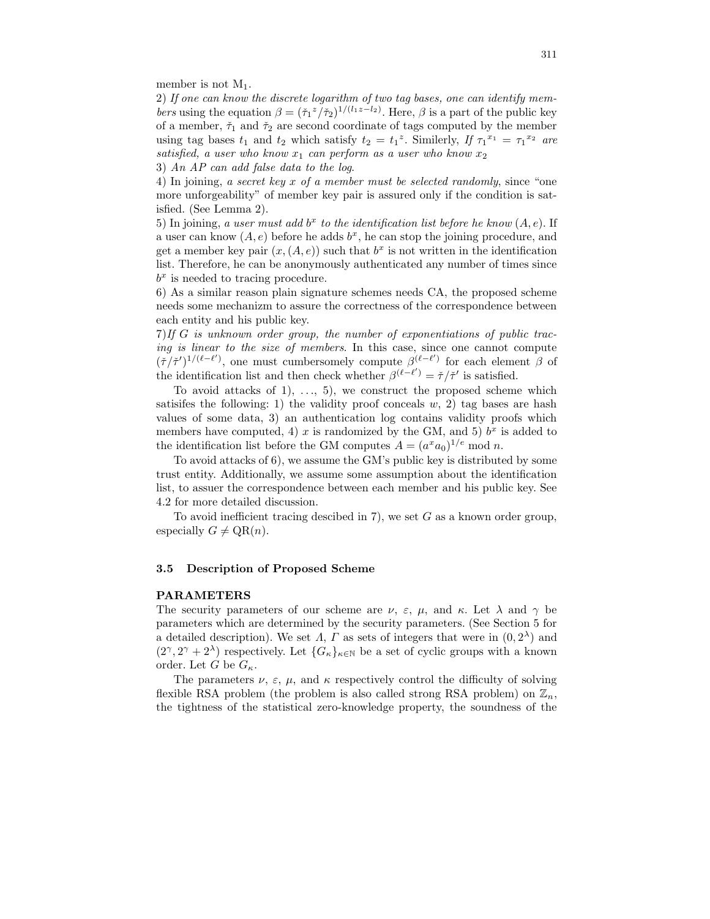member is not $M_1$.

2) *If one can know the discrete logarithm of two tag bases, one can identify members* using the equation $\beta = (\check{\tau}_1{}^z / \check{\tau}_2)^{1/(l_1 z - l_2)}$. Here, $\beta$ is a part of the public key of a member, $\check{\tau}_1$ and $\check{\tau}_2$ are second coordinate of tags computed by the member using tag bases $t_1$ and $t_2$ which satisfy $t_2 = t_1{}^z$. Similerly, *If $\tau_1{}^{x_1} = \tau_1{}^{x_2}$ are satisfied, a user who know $x_1$ can perform as a user who know $x_2$*

3) *An AP can add false data to the log*.

4) In joining, *a secret key $x$ of a member must be selected randomly*, since "one more unforgeability" of member key pair is assured only if the condition is satisfied. (See Lemma 2).

5) In joining, *a user must add $b^x$ to the identification list before he know $(A, e)$*. If a user can know $(A, e)$ before he adds $b^x$, he can stop the joining procedure, and get a member key pair $(x, (A, e))$ such that $b^x$ is not written in the identification list. Therefore, he can be anonymously authenticated any number of times since $b^x$ is needed to tracing procedure.

6) As a similar reason plain signature schemes needs CA, the proposed scheme needs some mechanizm to assure the correctness of the correspondence between each entity and his public key.

7) *If $G$ is unknown order group, the number of exponentiations of public tracing is linear to the size of members*. In this case, since one cannot compute $(\check{\tau}/\check{\tau}')^{1/(\ell - \ell')}$, one must cumbersomely compute $\beta^{(\ell - \ell')}$ for each element $\beta$ of the identification list and then check whether $\beta^{(\ell - \ell')} = \check{\tau}/\check{\tau}'$ is satisfied.

To avoid attacks of 1), ..., 5), we construct the proposed scheme which satisifes the following: 1) the validity proof conceals $w$, 2) tag bases are hash values of some data, 3) an authentication log contains validity proofs which members have computed, 4) $x$ is randomized by the GM, and 5) $b^x$ is added to the identification list before the GM computes $A = (a^x a_0)^{1/e} \bmod n$.

To avoid attacks of 6), we assume the GM's public key is distributed by some trust entity. Additionally, we assume some assumption about the identification list, to assuer the correspondence between each member and his public key. See 4.2 for more detailed discussion.

To avoid inefficient tracing descibed in 7), we set $G$ as a known order group, especially $G \neq \mathrm{QR}(n)$.

### 3.5 Description of Proposed Scheme

**PARAMETERS**

The security parameters of our scheme are $\nu$, $\varepsilon$, $\mu$, and $\kappa$. Let $\lambda$ and $\gamma$ be parameters which are determined by the security parameters. (See Section 5 for a detailed description). We set $\Lambda$, $\Gamma$ as sets of integers that were in $(0, 2^\lambda)$ and $(2^\gamma, 2^\gamma + 2^\lambda)$ respectively. Let $\{G_\kappa\}_{\kappa \in \mathbb{N}}$ be a set of cyclic groups with a known order. Let $G$ be $G_\kappa$.

The parameters $\nu$, $\varepsilon$, $\mu$, and $\kappa$ respectively control the difficulty of solving flexible RSA problem (the problem is also called strong RSA problem) on $\mathbb{Z}_n$, the tightness of the statistical zero-knowledge property, the soundness of the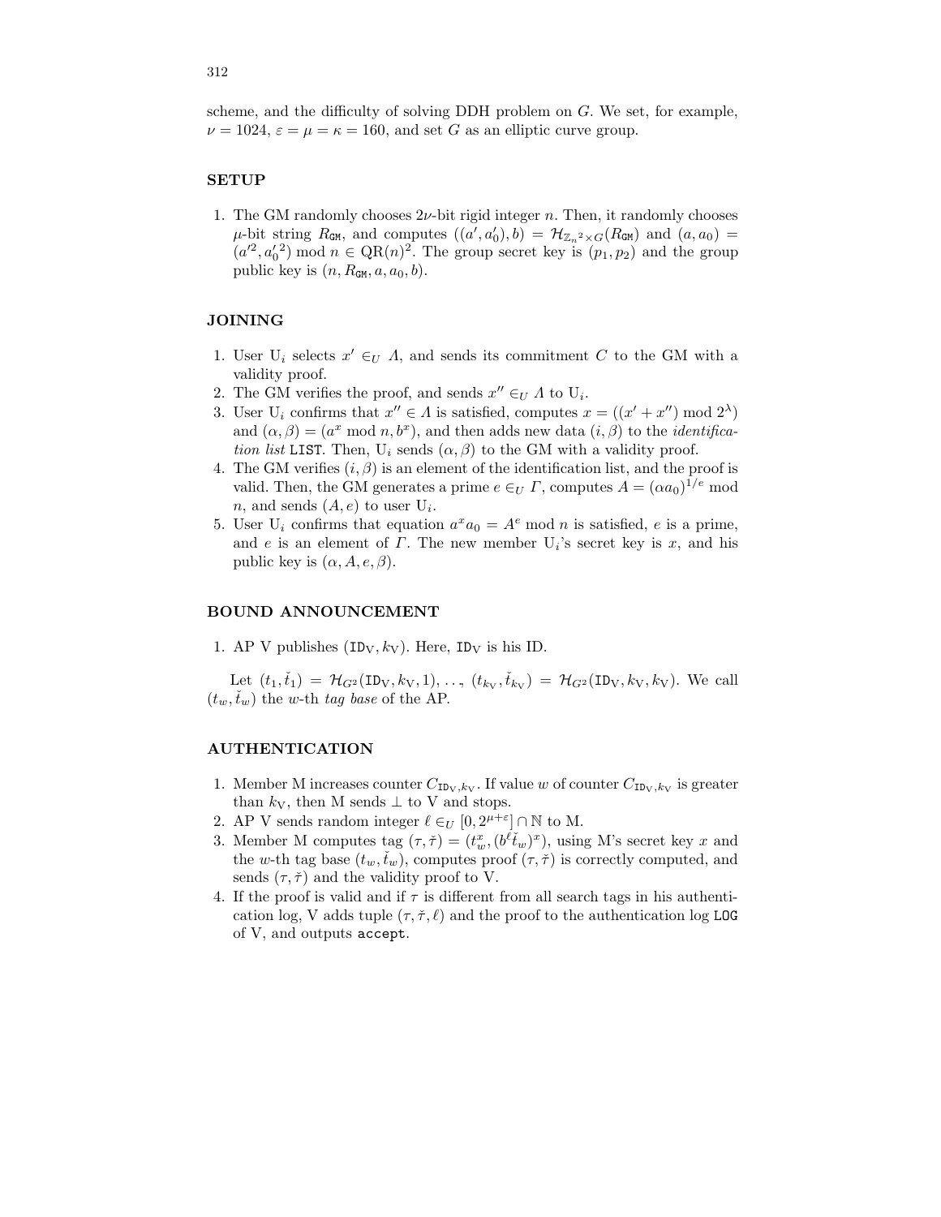scheme, and the difficulty of solving DDH problem on $G$. We set, for example, $\nu = 1024$, $\varepsilon = \mu = \kappa = 160$, and set $G$ as an elliptic curve group.

## SETUP

1. The GM randomly chooses $2\nu$-bit rigid integer $n$. Then, it randomly chooses $\mu$-bit string $R_{\mathtt{GM}}$, and computes $((a', a'_0), b) = \mathcal{H}_{\mathbb{Z}_n{}^2 \times G}(R_{\mathtt{GM}})$ and $(a, a_0) = (a'^2, {a'_0}^2) \bmod n \in \mathrm{QR}(n)^2$. The group secret key is $(p_1, p_2)$ and the group public key is $(n, R_{\mathtt{GM}}, a, a_0, b)$.

## JOINING

1. User $\mathrm{U}_i$ selects $x' \in_U \Lambda$, and sends its commitment $C$ to the GM with a validity proof.
2. The GM verifies the proof, and sends $x'' \in_U \Lambda$ to $\mathrm{U}_i$.
3. User $\mathrm{U}_i$ confirms that $x'' \in \Lambda$ is satisfied, computes $x = ((x' + x'') \bmod 2^\lambda)$ and $(\alpha, \beta) = (a^x \bmod n, b^x)$, and then adds new data $(i, \beta)$ to the *identification list* `LIST`. Then, $\mathrm{U}_i$ sends $(\alpha, \beta)$ to the GM with a validity proof.
4. The GM verifies $(i, \beta)$ is an element of the identification list, and the proof is valid. Then, the GM generates a prime $e \in_U \Gamma$, computes $A = (\alpha a_0)^{1/e} \bmod n$, and sends $(A, e)$ to user $\mathrm{U}_i$.
5. User $\mathrm{U}_i$ confirms that equation $a^x a_0 = A^e \bmod n$ is satisfied, $e$ is a prime, and $e$ is an element of $\Gamma$. The new member $\mathrm{U}_i$'s secret key is $x$, and his public key is $(\alpha, A, e, \beta)$.

## BOUND ANNOUNCEMENT

1. AP V publishes $(\mathtt{ID}_\mathrm{V}, k_\mathrm{V})$. Here, $\mathtt{ID}_\mathrm{V}$ is his ID.

Let $(t_1, \check{t}_1) = \mathcal{H}_{G^2}(\mathtt{ID}_\mathrm{V}, k_\mathrm{V}, 1), \ldots, (t_{k_\mathrm{V}}, \check{t}_{k_\mathrm{V}}) = \mathcal{H}_{G^2}(\mathtt{ID}_\mathrm{V}, k_\mathrm{V}, k_\mathrm{V})$. We call $(t_w, \check{t}_w)$ the $w$-th *tag base* of the AP.

## AUTHENTICATION

1. Member M increases counter $C_{\mathtt{ID}_\mathrm{V}, k_\mathrm{V}}$. If value $w$ of counter $C_{\mathtt{ID}_\mathrm{V}, k_\mathrm{V}}$ is greater than $k_\mathrm{V}$, then M sends $\perp$ to V and stops.
2. AP V sends random integer $\ell \in_U [0, 2^{\mu+\varepsilon}] \cap \mathbb{N}$ to M.
3. Member M computes tag $(\tau, \check{\tau}) = (t_w^x, (b^\ell \check{t}_w)^x)$, using M's secret key $x$ and the $w$-th tag base $(t_w, \check{t}_w)$, computes proof $(\tau, \check{\tau})$ is correctly computed, and sends $(\tau, \check{\tau})$ and the validity proof to V.
4. If the proof is valid and if $\tau$ is different from all search tags in his authentication log, V adds tuple $(\tau, \check{\tau}, \ell)$ and the proof to the authentication log `LOG` of V, and outputs `accept`.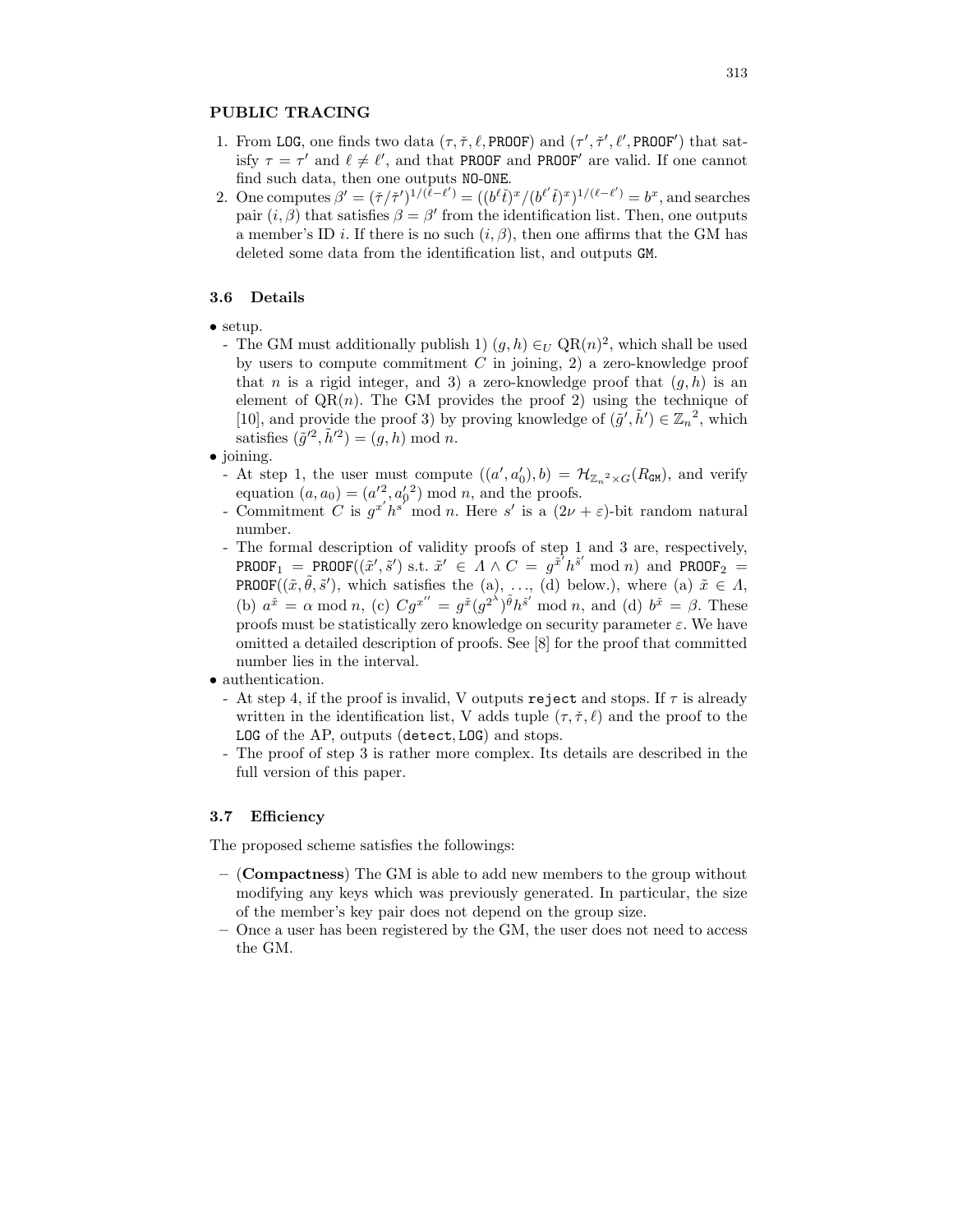**PUBLIC TRACING**

1. From LOG, one finds two data $(\tau, \check{\tau}, \ell, \mathtt{PROOF})$ and $(\tau', \check{\tau}', \ell', \mathtt{PROOF}')$ that satisfy $\tau = \tau'$ and $\ell \neq \ell'$, and that PROOF and PROOF′ are valid. If one cannot find such data, then one outputs NO-ONE.
2. One computes $\beta' = (\check{\tau}/\check{\tau}')^{1/(\ell-\ell')} = ((b^{\ell}\check{t})^x/(b^{\ell'}\check{t})^x)^{1/(\ell-\ell')} = b^x$, and searches pair $(i, \beta)$ that satisfies $\beta = \beta'$ from the identification list. Then, one outputs a member's ID $i$. If there is no such $(i, \beta)$, then one affirms that the GM has deleted some data from the identification list, and outputs GM.

### 3.6 Details

- setup.
  - The GM must additionally publish 1) $(g, h) \in_U \mathrm{QR}(n)^2$, which shall be used by users to compute commitment $C$ in joining, 2) a zero-knowledge proof that $n$ is a rigid integer, and 3) a zero-knowledge proof that $(g, h)$ is an element of $\mathrm{QR}(n)$. The GM provides the proof 2) using the technique of [10], and provide the proof 3) by proving knowledge of $(\tilde{g}', \tilde{h}') \in {\mathbb{Z}_n}^2$, which satisfies $(\tilde{g}'^2, \tilde{h}'^2) = (g, h) \bmod n$.
- joining.
  - At step 1, the user must compute $((a', a_0'), b) = \mathcal{H}_{{\mathbb{Z}_n}^2 \times G}(R_{\mathtt{GM}})$, and verify equation $(a, a_0) = (a'^2, {a_0'}^2) \bmod n$, and the proofs.
  - Commitment $C$ is $g^{x'} h^{s'} \bmod n$. Here $s'$ is a $(2\nu + \varepsilon)$-bit random natural number.
  - The formal description of validity proofs of step 1 and 3 are, respectively, $\mathtt{PROOF}_1 = \mathtt{PROOF}((\tilde{x}', \tilde{s}')$ s.t. $\tilde{x}' \in \Lambda \wedge C = g^{\tilde{x}'} h^{\tilde{s}'} \bmod n)$ and $\mathtt{PROOF}_2 = \mathtt{PROOF}((\tilde{x}, \tilde{\theta}, \tilde{s}')$, which satisfies the (a), ..., (d) below.), where (a) $\tilde{x} \in \Lambda$, (b) $a^{\tilde{x}} = \alpha \bmod n$, (c) $Cg^{x''} = g^{\tilde{x}}(g^{2^\lambda})^{\tilde{\theta}} h^{\tilde{s}'} \bmod n$, and (d) $b^{\tilde{x}} = \beta$. These proofs must be statistically zero knowledge on security parameter $\varepsilon$. We have omitted a detailed description of proofs. See [8] for the proof that committed number lies in the interval.
- authentication.
  - At step 4, if the proof is invalid, V outputs reject and stops. If $\tau$ is already written in the identification list, V adds tuple $(\tau, \check{\tau}, \ell)$ and the proof to the LOG of the AP, outputs (detect, LOG) and stops.
  - The proof of step 3 is rather more complex. Its details are described in the full version of this paper.

### 3.7 Efficiency

The proposed scheme satisfies the followings:

- (**Compactness**) The GM is able to add new members to the group without modifying any keys which was previously generated. In particular, the size of the member's key pair does not depend on the group size.
- Once a user has been registered by the GM, the user does not need to access the GM.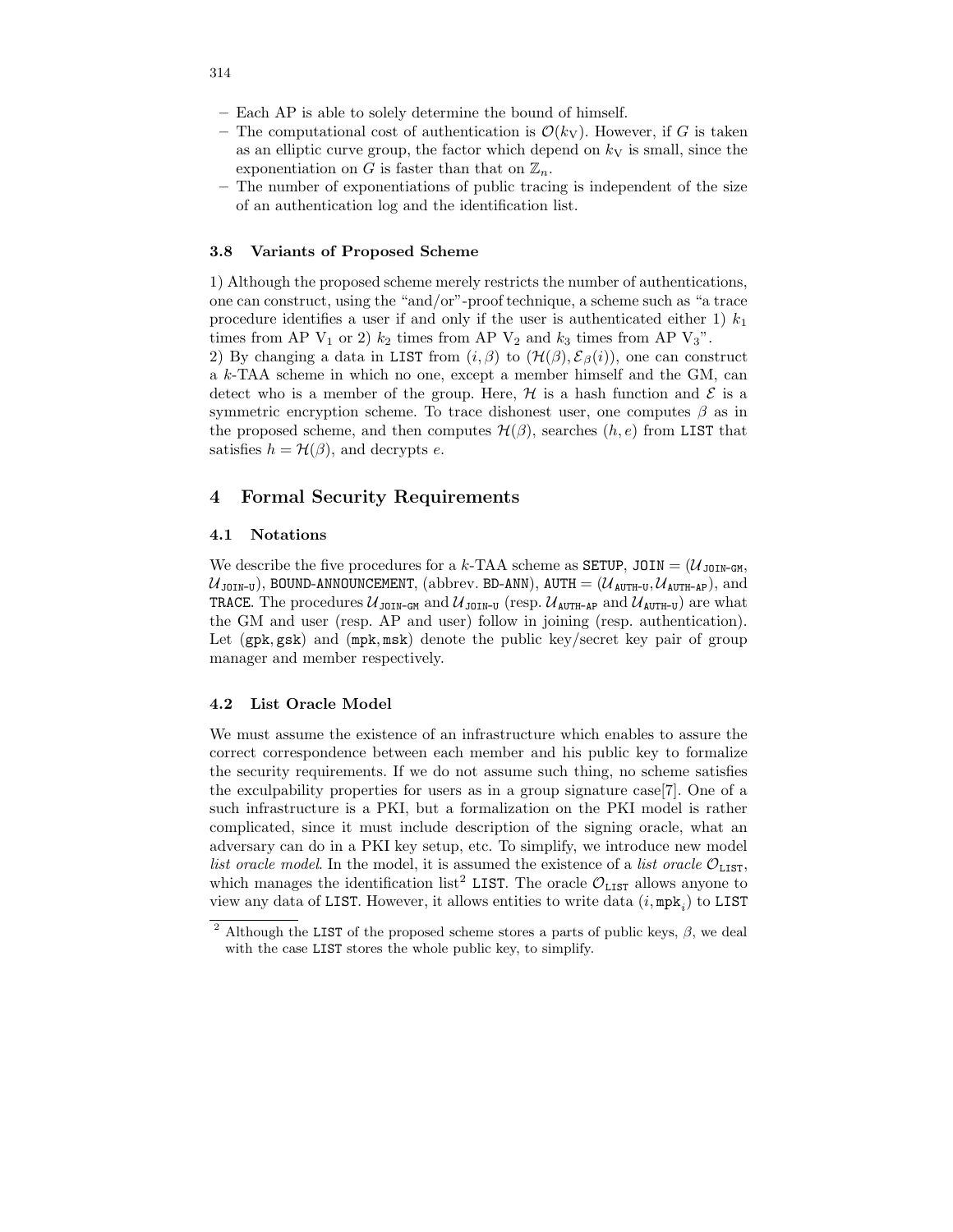- Each AP is able to solely determine the bound of himself.
- The computational cost of authentication is $\mathcal{O}(k_V)$. However, if $G$ is taken as an elliptic curve group, the factor which depend on $k_V$ is small, since the exponentiation on $G$ is faster than that on $\mathbb{Z}_n$.
- The number of exponentiations of public tracing is independent of the size of an authentication log and the identification list.

### 3.8 Variants of Proposed Scheme

1) Although the proposed scheme merely restricts the number of authentications, one can construct, using the "and/or"-proof technique, a scheme such as "a trace procedure identifies a user if and only if the user is authenticated either 1) $k_1$ times from AP $V_1$ or 2) $k_2$ times from AP $V_2$ and $k_3$ times from AP $V_3$".
2) By changing a data in LIST from $(i, \beta)$ to $(\mathcal{H}(\beta), \mathcal{E}_\beta(i))$, one can construct a $k$-TAA scheme in which no one, except a member himself and the GM, can detect who is a member of the group. Here, $\mathcal{H}$ is a hash function and $\mathcal{E}$ is a symmetric encryption scheme. To trace dishonest user, one computes $\beta$ as in the proposed scheme, and then computes $\mathcal{H}(\beta)$, searches $(h, e)$ from LIST that satisfies $h = \mathcal{H}(\beta)$, and decrypts $e$.

## 4 Formal Security Requirements

### 4.1 Notations

We describe the five procedures for a $k$-TAA scheme as SETUP, JOIN $= (\mathcal{U}_{\texttt{JOIN-GM}}, \mathcal{U}_{\texttt{JOIN-U}})$, BOUND-ANNOUNCEMENT, (abbrev. BD-ANN), AUTH $= (\mathcal{U}_{\texttt{AUTH-U}}, \mathcal{U}_{\texttt{AUTH-AP}})$, and TRACE. The procedures $\mathcal{U}_{\texttt{JOIN-GM}}$ and $\mathcal{U}_{\texttt{JOIN-U}}$ (resp. $\mathcal{U}_{\texttt{AUTH-AP}}$ and $\mathcal{U}_{\texttt{AUTH-U}}$) are what the GM and user (resp. AP and user) follow in joining (resp. authentication). Let $(\texttt{gpk}, \texttt{gsk})$ and $(\texttt{mpk}, \texttt{msk})$ denote the public key/secret key pair of group manager and member respectively.

### 4.2 List Oracle Model

We must assume the existence of an infrastructure which enables to assure the correct correspondence between each member and his public key to formalize the security requirements. If we do not assume such thing, no scheme satisfies the exculpability properties for users as in a group signature case[7]. One of a such infrastructure is a PKI, but a formalization on the PKI model is rather complicated, since it must include description of the signing oracle, what an adversary can do in a PKI key setup, etc. To simplify, we introduce new model *list oracle model*. In the model, it is assumed the existence of a *list oracle* $\mathcal{O}_{\texttt{LIST}}$, which manages the identification list[2] LIST. The oracle $\mathcal{O}_{\texttt{LIST}}$ allows anyone to view any data of LIST. However, it allows entities to write data $(i, \texttt{mpk}_i)$ to LIST

[2] Although the LIST of the proposed scheme stores a parts of public keys, $\beta$, we deal with the case LIST stores the whole public key, to simplify.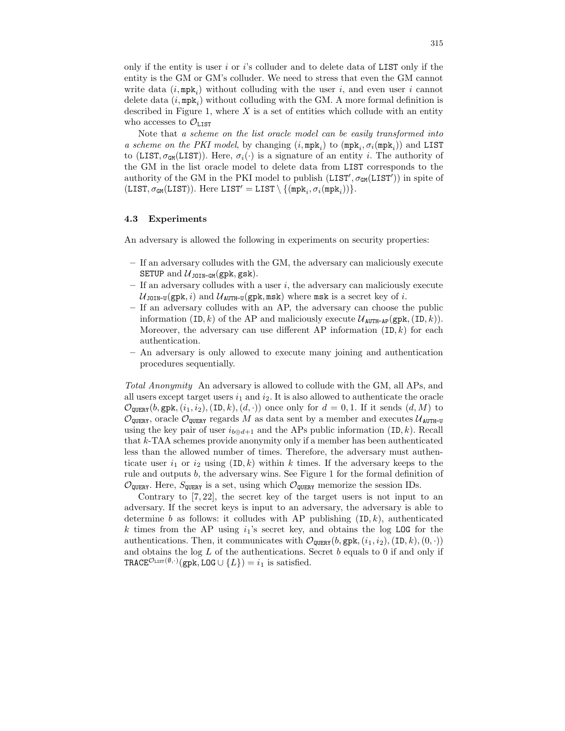only if the entity is user $i$ or $i$'s colluder and to delete data of $\mathtt{LIST}$ only if the entity is the GM or GM's colluder. We need to stress that even the GM cannot write data $(i, \mathtt{mpk}_i)$ without colluding with the user $i$, and even user $i$ cannot delete data $(i, \mathtt{mpk}_i)$ without colluding with the GM. A more formal definition is described in Figure 1, where $X$ is a set of entities which collude with an entity who accesses to $\mathcal{O}_{\mathtt{LIST}}$

Note that *a scheme on the list oracle model can be easily transformed into a scheme on the PKI model*, by changing $(i, \mathtt{mpk}_i)$ to $(\mathtt{mpk}_i, \sigma_i(\mathtt{mpk}_i))$ and $\mathtt{LIST}$ to $(\mathtt{LIST}, \sigma_{\mathtt{GM}}(\mathtt{LIST}))$. Here, $\sigma_i(\cdot)$ is a signature of an entity $i$. The authority of the GM in the list oracle model to delete data from $\mathtt{LIST}$ corresponds to the authority of the GM in the PKI model to publish $(\mathtt{LIST}', \sigma_{\mathtt{GM}}(\mathtt{LIST}'))$ in spite of $(\mathtt{LIST}, \sigma_{\mathtt{GM}}(\mathtt{LIST}))$. Here $\mathtt{LIST}' = \mathtt{LIST} \setminus \{(\mathtt{mpk}_i, \sigma_i(\mathtt{mpk}_i))\}$.

### 4.3 Experiments

An adversary is allowed the following in experiments on security properties:

- If an adversary colludes with the GM, the adversary can maliciously execute $\mathtt{SETUP}$ and $\mathcal{U}_{\mathtt{JOIN\text{-}GM}}(\mathtt{gpk}, \mathtt{gsk})$.
- If an adversary colludes with a user $i$, the adversary can maliciously execute $\mathcal{U}_{\mathtt{JOIN\text{-}U}}(\mathtt{gpk}, i)$ and $\mathcal{U}_{\mathtt{AUTH\text{-}U}}(\mathtt{gpk}, \mathtt{msk})$ where $\mathtt{msk}$ is a secret key of $i$.
- If an adversary colludes with an AP, the adversary can choose the public information $(\mathtt{ID}, k)$ of the AP and maliciously execute $\mathcal{U}_{\mathtt{AUTH\text{-}AP}}(\mathtt{gpk}, (\mathtt{ID}, k))$. Moreover, the adversary can use different AP information $(\mathtt{ID}, k)$ for each authentication.
- An adversary is only allowed to execute many joining and authentication procedures sequentially.

*Total Anonymity* An adversary is allowed to collude with the GM, all APs, and all users except target users $i_1$ and $i_2$. It is also allowed to authenticate the oracle $\mathcal{O}_{\mathtt{QUERY}}(b, \mathtt{gpk}, (i_1, i_2), (\mathtt{ID}, k), (d, \cdot))$ once only for $d = 0, 1$. If it sends $(d, M)$ to $\mathcal{O}_{\mathtt{QUERY}}$, oracle $\mathcal{O}_{\mathtt{QUERY}}$ regards $M$ as data sent by a member and executes $\mathcal{U}_{\mathtt{AUTH\text{-}U}}$ using the key pair of user $i_{b \oplus d + 1}$ and the APs public information $(\mathtt{ID}, k)$. Recall that $k$-TAA schemes provide anonymity only if a member has been authenticated less than the allowed number of times. Therefore, the adversary must authenticate user $i_1$ or $i_2$ using $(\mathtt{ID}, k)$ within $k$ times. If the adversary keeps to the rule and outputs $b$, the adversary wins. See Figure 1 for the formal definition of $\mathcal{O}_{\mathtt{QUERY}}$. Here, $S_{\mathtt{QUERY}}$ is a set, using which $\mathcal{O}_{\mathtt{QUERY}}$ memorize the session IDs.

Contrary to [7, 22], the secret key of the target users is not input to an adversary. If the secret keys is input to an adversary, the adversary is able to determine $b$ as follows: it colludes with AP publishing $(\mathtt{ID}, k)$, authenticated $k$ times from the AP using $i_1$'s secret key, and obtains the log $\mathtt{LOG}$ for the authentications. Then, it communicates with $\mathcal{O}_{\mathtt{QUERY}}(b, \mathtt{gpk}, (i_1, i_2), (\mathtt{ID}, k), (0, \cdot))$ and obtains the log $L$ of the authentications. Secret $b$ equals to 0 if and only if $\mathtt{TRACE}^{\mathcal{O}_{\mathtt{LIST}}(\emptyset, \cdot)}(\mathtt{gpk}, \mathtt{LOG} \cup \{L\}) = i_1$ is satisfied.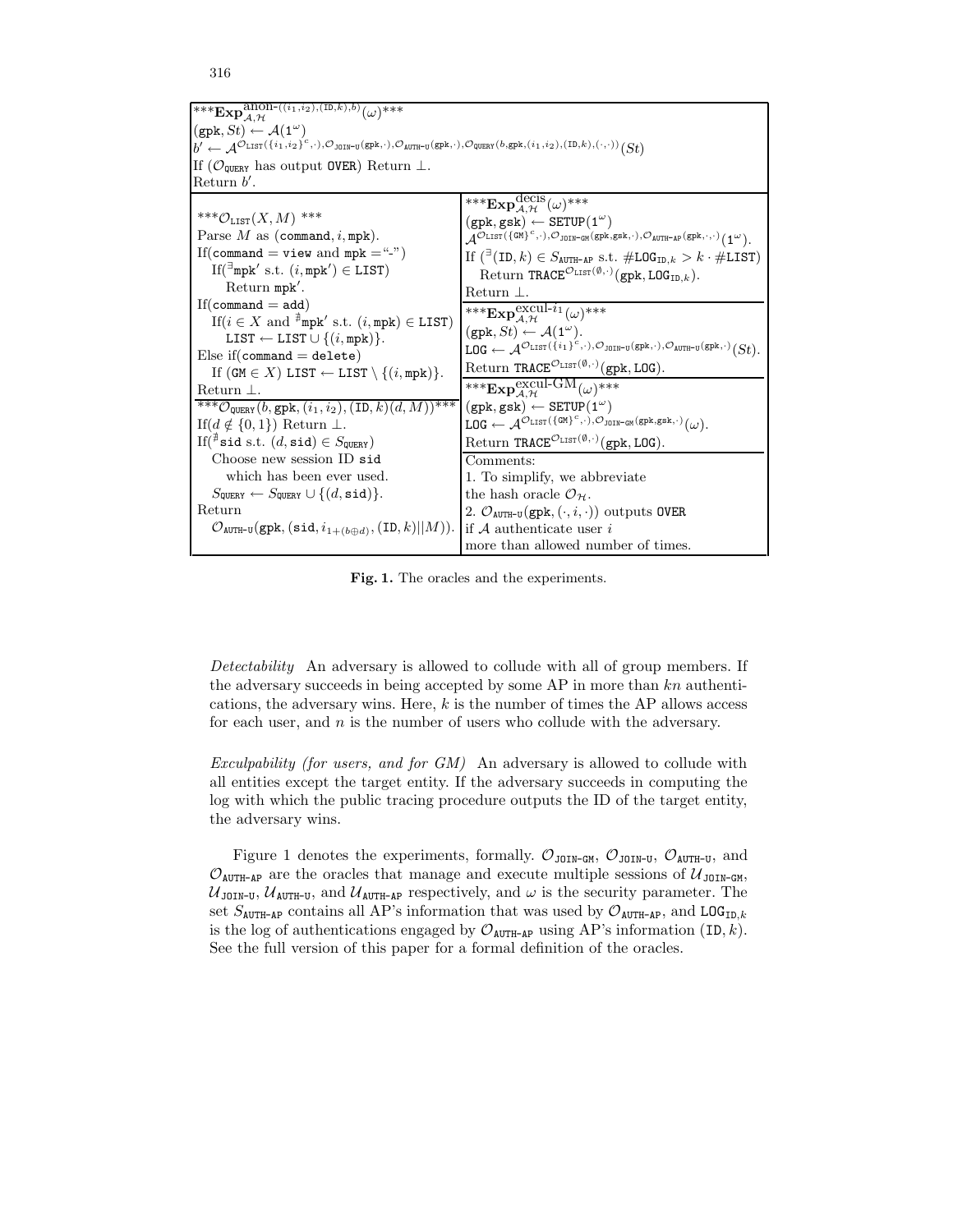| $***\mathbf{Exp}^{\text{anon-}((i_1,i_2),(\mathtt{ID},k),b)}_{\mathcal{A},\mathcal{H}}(\omega)***$<br>$(\mathtt{gpk}, St) \leftarrow \mathcal{A}(1^\omega)$<br>$b' \leftarrow \mathcal{A}^{\mathcal{O}_{\mathtt{LIST}}(\{i_1,i_2\}^c,\cdot),\mathcal{O}_{\mathtt{JOIN\text{-}U}}(\mathtt{gpk},\cdot),\mathcal{O}_{\mathtt{AUTH\text{-}U}}(\mathtt{gpk},\cdot),\mathcal{O}_{\mathtt{QUERY}}(b,\mathtt{gpk},(i_1,i_2),(\mathtt{ID},k),(\cdot,\cdot))}(St)$<br>If ($\mathcal{O}_{\mathtt{QUERY}}$ has output OVER) Return $\perp$.<br>Return $b'$. | |
|---|---|
| $***\mathcal{O}_{\mathtt{LIST}}(X, M)***$<br>Parse $M$ as $(\mathtt{command}, i, \mathtt{mpk})$.<br>If($\mathtt{command} = \mathtt{view}$ and $\mathtt{mpk} =$ "-")<br>If($^\exists \mathtt{mpk}'$ s.t. $(i, \mathtt{mpk}') \in \mathtt{LIST}$)<br>Return $\mathtt{mpk}'$.<br>If($\mathtt{command} = \mathtt{add}$)<br>If($i \in X$ and $^\nexists \mathtt{mpk}'$ s.t. $(i, \mathtt{mpk}) \in \mathtt{LIST}$)<br>$\mathtt{LIST} \leftarrow \mathtt{LIST} \cup \{(i, \mathtt{mpk})\}$.<br>Else if($\mathtt{command} = \mathtt{delete}$)<br>If ($\mathtt{GM} \in X$) $\mathtt{LIST} \leftarrow \mathtt{LIST} \setminus \{(i, \mathtt{mpk})\}$.<br>Return $\perp$.<br>$***\mathcal{O}_{\mathtt{QUERY}}(b, \mathtt{gpk}, (i_1, i_2), (\mathtt{ID}, k)(d, M))***$<br>If($d \notin \{0, 1\}$) Return $\perp$.<br>If($^\nexists \mathtt{sid}$ s.t. $(d, \mathtt{sid}) \in S_{\mathtt{QUERY}}$)<br>Choose new session ID $\mathtt{sid}$ which has been ever used.<br>$S_{\mathtt{QUERY}} \leftarrow S_{\mathtt{QUERY}} \cup \{(d, \mathtt{sid})\}$.<br>Return<br>$\mathcal{O}_{\mathtt{AUTH\text{-}U}}(\mathtt{gpk}, (\mathtt{sid}, i_{1+(b\oplus d)}, (\mathtt{ID}, k)\|M))$. | $***\mathbf{Exp}^{\text{decis}}_{\mathcal{A},\mathcal{H}}(\omega)***$<br>$(\mathtt{gpk}, \mathtt{gsk}) \leftarrow \mathtt{SETUP}(1^\omega)$<br>$\mathcal{A}^{\mathcal{O}_{\mathtt{LIST}}(\{\mathtt{GM}\}^c,\cdot),\mathcal{O}_{\mathtt{JOIN\text{-}GM}}(\mathtt{gpk},\mathtt{gsk},\cdot),\mathcal{O}_{\mathtt{AUTH\text{-}AP}}(\mathtt{gpk},\cdot,\cdot)}(1^\omega)$.<br>If ($^\exists(\mathtt{ID}, k) \in S_{\mathtt{AUTH\text{-}AP}}$ s.t. $\#\mathtt{LOG}_{\mathtt{ID},k} > k \cdot \#\mathtt{LIST}$)<br>Return $\mathtt{TRACE}^{\mathcal{O}_{\mathtt{LIST}}(\emptyset,\cdot)}(\mathtt{gpk}, \mathtt{LOG}_{\mathtt{ID},k})$.<br>Return $\perp$.<br>$***\mathbf{Exp}^{\text{excul-}i_1}_{\mathcal{A},\mathcal{H}}(\omega)***$<br>$(\mathtt{gpk}, St) \leftarrow \mathcal{A}(1^\omega)$.<br>$\mathtt{LOG} \leftarrow \mathcal{A}^{\mathcal{O}_{\mathtt{LIST}}(\{i_1\}^c,\cdot),\mathcal{O}_{\mathtt{JOIN\text{-}U}}(\mathtt{gpk},\cdot),\mathcal{O}_{\mathtt{AUTH\text{-}U}}(\mathtt{gpk},\cdot)}(St)$.<br>Return $\mathtt{TRACE}^{\mathcal{O}_{\mathtt{LIST}}(\emptyset,\cdot)}(\mathtt{gpk}, \mathtt{LOG})$.<br>$***\mathbf{Exp}^{\text{excul-GM}}_{\mathcal{A},\mathcal{H}}(\omega)***$<br>$(\mathtt{gpk}, \mathtt{gsk}) \leftarrow \mathtt{SETUP}(1^\omega)$<br>$\mathtt{LOG} \leftarrow \mathcal{A}^{\mathcal{O}_{\mathtt{LIST}}(\{\mathtt{GM}\}^c,\cdot),\mathcal{O}_{\mathtt{JOIN\text{-}GM}}(\mathtt{gpk},\mathtt{gsk},\cdot)}(\omega)$.<br>Return $\mathtt{TRACE}^{\mathcal{O}_{\mathtt{LIST}}(\emptyset,\cdot)}(\mathtt{gpk}, \mathtt{LOG})$.<br>Comments:<br>1. To simplify, we abbreviate the hash oracle $\mathcal{O}_{\mathcal{H}}$.<br>2. $\mathcal{O}_{\mathtt{AUTH\text{-}U}}(\mathtt{gpk}, (\cdot, i, \cdot))$ outputs OVER if $\mathcal{A}$ authenticate user $i$ more than allowed number of times. |

**Fig. 1.** The oracles and the experiments.

*Detectability* An adversary is allowed to collude with all of group members. If the adversary succeeds in being accepted by some AP in more than $kn$ authentications, the adversary wins. Here, $k$ is the number of times the AP allows access for each user, and $n$ is the number of users who collude with the adversary.

*Exculpability (for users, and for GM)* An adversary is allowed to collude with all entities except the target entity. If the adversary succeeds in computing the log with which the public tracing procedure outputs the ID of the target entity, the adversary wins.

Figure 1 denotes the experiments, formally. $\mathcal{O}_{\mathtt{JOIN\text{-}GM}}$, $\mathcal{O}_{\mathtt{JOIN\text{-}U}}$, $\mathcal{O}_{\mathtt{AUTH\text{-}U}}$, and $\mathcal{O}_{\mathtt{AUTH\text{-}AP}}$ are the oracles that manage and execute multiple sessions of $\mathcal{U}_{\mathtt{JOIN\text{-}GM}}$, $\mathcal{U}_{\mathtt{JOIN\text{-}U}}$, $\mathcal{U}_{\mathtt{AUTH\text{-}U}}$, and $\mathcal{U}_{\mathtt{AUTH\text{-}AP}}$ respectively, and $\omega$ is the security parameter. The set $S_{\mathtt{AUTH\text{-}AP}}$ contains all AP's information that was used by $\mathcal{O}_{\mathtt{AUTH\text{-}AP}}$, and $\mathtt{LOG}_{\mathtt{ID},k}$ is the log of authentications engaged by $\mathcal{O}_{\mathtt{AUTH\text{-}AP}}$ using AP's information $(\mathtt{ID}, k)$. See the full version of this paper for a formal definition of the oracles.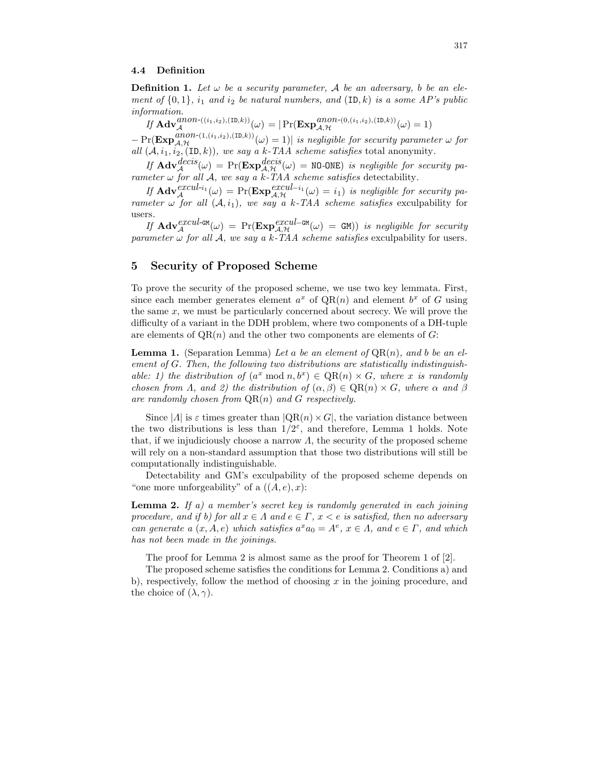### 4.4 Definition

**Definition 1.** *Let $\omega$ be a security parameter, $\mathcal{A}$ be an adversary, $b$ be an element of $\{0,1\}$, $i_1$ and $i_2$ be natural numbers, and $(\mathtt{ID}, k)$ is a some AP's public information.*

*If $\mathbf{Adv}_{\mathcal{A}}^{anon\text{-}((i_1,i_2),(\mathtt{ID},k))}(\omega) = |\Pr(\mathbf{Exp}_{\mathcal{A},\mathcal{H}}^{anon\text{-}(0,(i_1,i_2),(\mathtt{ID},k))}(\omega) = 1) - \Pr(\mathbf{Exp}_{\mathcal{A},\mathcal{H}}^{anon\text{-}(1,(i_1,i_2),(\mathtt{ID},k))}(\omega) = 1)|$ is negligible for security parameter $\omega$ for all $(\mathcal{A}, i_1, i_2, (\mathtt{ID}, k))$, we say a k-TAA scheme satisfies* total anonymity.

*If $\mathbf{Adv}_{\mathcal{A}}^{decis}(\omega) = \Pr(\mathbf{Exp}_{\mathcal{A},\mathcal{H}}^{decis}(\omega) = \mathtt{NO\text{-}ONE})$ is negligible for security parameter $\omega$ for all $\mathcal{A}$, we say a k-TAA scheme satisfies* detectability.

*If $\mathbf{Adv}_{\mathcal{A}}^{excul\text{-}i_1}(\omega) = \Pr(\mathbf{Exp}_{\mathcal{A},\mathcal{H}}^{excul-i_1}(\omega) = i_1)$ is negligible for security parameter $\omega$ for all $(\mathcal{A}, i_1)$, we say a k-TAA scheme satisfies* exculpability for users.

*If $\mathbf{Adv}_{\mathcal{A}}^{excul\text{-}\mathtt{GM}}(\omega) = \Pr(\mathbf{Exp}_{\mathcal{A},\mathcal{H}}^{excul-\mathtt{GM}}(\omega) = \mathtt{GM}))$ is negligible for security parameter $\omega$ for all $\mathcal{A}$, we say a k-TAA scheme satisfies* exculpability for users.

## 5 Security of Proposed Scheme

To prove the security of the proposed scheme, we use two key lemmata. First, since each member generates element $a^x$ of $\mathrm{QR}(n)$ and element $b^x$ of $G$ using the same $x$, we must be particularly concerned about secrecy. We will prove the difficulty of a variant in the DDH problem, where two components of a DH-tuple are elements of $\mathrm{QR}(n)$ and the other two components are elements of $G$:

**Lemma 1.** (Separation Lemma) *Let $a$ be an element of $\mathrm{QR}(n)$, and $b$ be an element of $G$. Then, the following two distributions are statistically indistinguishable: 1) the distribution of $(a^x \bmod n, b^x) \in \mathrm{QR}(n) \times G$, where $x$ is randomly chosen from $\Lambda$, and 2) the distribution of $(\alpha, \beta) \in \mathrm{QR}(n) \times G$, where $\alpha$ and $\beta$ are randomly chosen from $\mathrm{QR}(n)$ and $G$ respectively.*

Since $|\Lambda|$ is $\varepsilon$ times greater than $|\mathrm{QR}(n) \times G|$, the variation distance between the two distributions is less than $1/2^{\varepsilon}$, and therefore, Lemma 1 holds. Note that, if we injudiciously choose a narrow $\Lambda$, the security of the proposed scheme will rely on a non-standard assumption that those two distributions will still be computationally indistinguishable.

Detectability and GM's exculpability of the proposed scheme depends on "one more unforgeability" of a $((A, e), x)$:

**Lemma 2.** *If a) a member's secret key is randomly generated in each joining procedure, and if b) for all $x \in \Lambda$ and $e \in \Gamma$, $x < e$ is satisfied, then no adversary can generate a $(x, A, e)$ which satisfies $a^x a_0 = A^e$, $x \in \Lambda$, and $e \in \Gamma$, and which has not been made in the joinings.*

The proof for Lemma 2 is almost same as the proof for Theorem 1 of [2].

The proposed scheme satisfies the conditions for Lemma 2. Conditions a) and b), respectively, follow the method of choosing $x$ in the joining procedure, and the choice of $(\lambda, \gamma)$.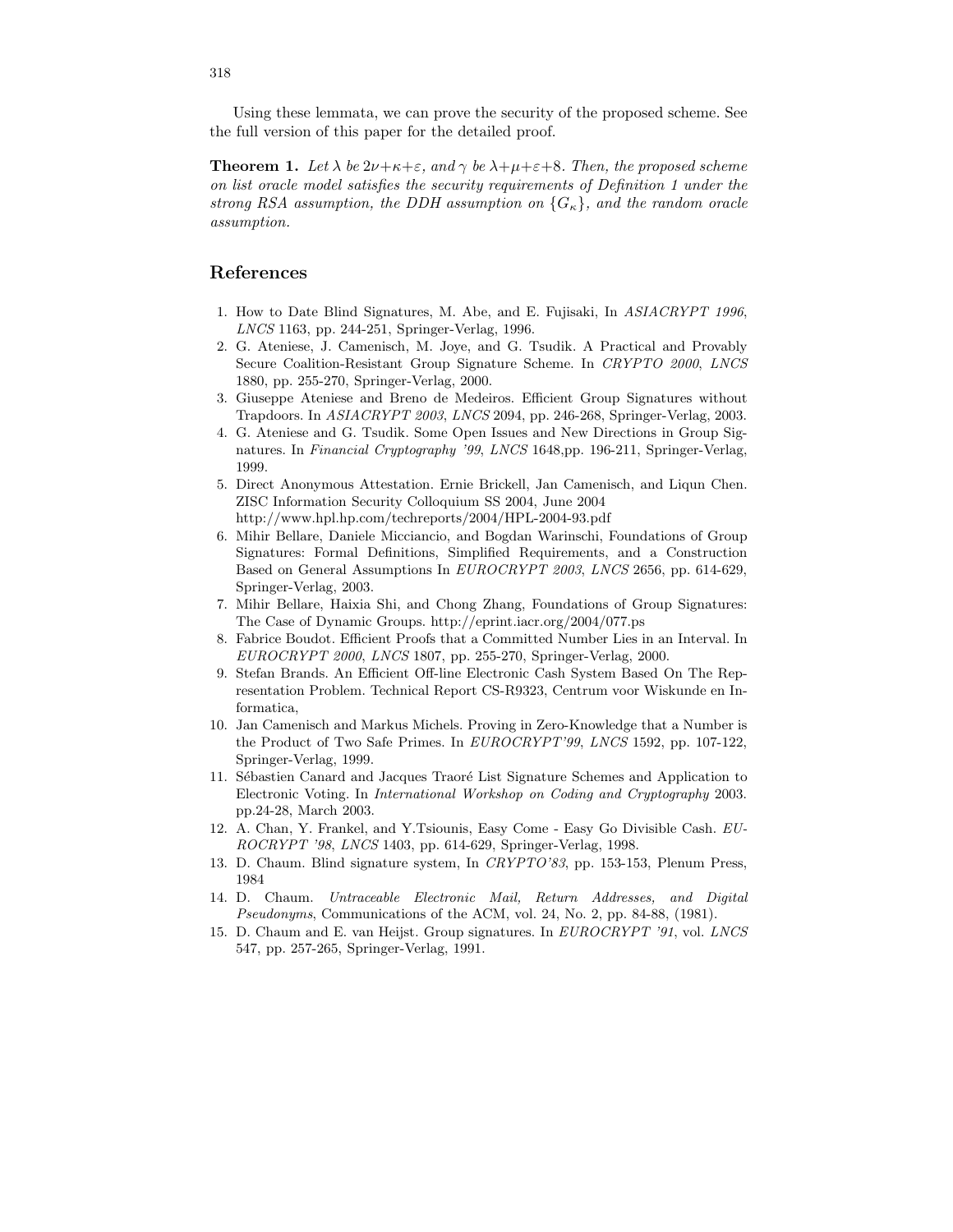Using these lemmata, we can prove the security of the proposed scheme. See the full version of this paper for the detailed proof.

**Theorem 1.** *Let $\lambda$ be $2\nu+\kappa+\varepsilon$, and $\gamma$ be $\lambda+\mu+\varepsilon+8$. Then, the proposed scheme on list oracle model satisfies the security requirements of Definition 1 under the strong RSA assumption, the DDH assumption on $\{G_\kappa\}$, and the random oracle assumption.*

## References

1. How to Date Blind Signatures, M. Abe, and E. Fujisaki, In *ASIACRYPT 1996*, *LNCS* 1163, pp. 244-251, Springer-Verlag, 1996.
2. G. Ateniese, J. Camenisch, M. Joye, and G. Tsudik. A Practical and Provably Secure Coalition-Resistant Group Signature Scheme. In *CRYPTO 2000*, *LNCS* 1880, pp. 255-270, Springer-Verlag, 2000.
3. Giuseppe Ateniese and Breno de Medeiros. Efficient Group Signatures without Trapdoors. In *ASIACRYPT 2003*, *LNCS* 2094, pp. 246-268, Springer-Verlag, 2003.
4. G. Ateniese and G. Tsudik. Some Open Issues and New Directions in Group Signatures. In *Financial Cryptography '99*, *LNCS* 1648,pp. 196-211, Springer-Verlag, 1999.
5. Direct Anonymous Attestation. Ernie Brickell, Jan Camenisch, and Liqun Chen. ZISC Information Security Colloquium SS 2004, June 2004 http://www.hpl.hp.com/techreports/2004/HPL-2004-93.pdf
6. Mihir Bellare, Daniele Micciancio, and Bogdan Warinschi, Foundations of Group Signatures: Formal Definitions, Simplified Requirements, and a Construction Based on General Assumptions In *EUROCRYPT 2003*, *LNCS* 2656, pp. 614-629, Springer-Verlag, 2003.
7. Mihir Bellare, Haixia Shi, and Chong Zhang, Foundations of Group Signatures: The Case of Dynamic Groups. http://eprint.iacr.org/2004/077.ps
8. Fabrice Boudot. Efficient Proofs that a Committed Number Lies in an Interval. In *EUROCRYPT 2000*, *LNCS* 1807, pp. 255-270, Springer-Verlag, 2000.
9. Stefan Brands. An Efficient Off-line Electronic Cash System Based On The Representation Problem. Technical Report CS-R9323, Centrum voor Wiskunde en Informatica,
10. Jan Camenisch and Markus Michels. Proving in Zero-Knowledge that a Number is the Product of Two Safe Primes. In *EUROCRYPT'99*, *LNCS* 1592, pp. 107-122, Springer-Verlag, 1999.
11. Sébastien Canard and Jacques Traoré List Signature Schemes and Application to Electronic Voting. In *International Workshop on Coding and Cryptography* 2003. pp.24-28, March 2003.
12. A. Chan, Y. Frankel, and Y.Tsiounis, Easy Come - Easy Go Divisible Cash. *EUROCRYPT '98*, *LNCS* 1403, pp. 614-629, Springer-Verlag, 1998.
13. D. Chaum. Blind signature system, In *CRYPTO'83*, pp. 153-153, Plenum Press, 1984
14. D. Chaum. *Untraceable Electronic Mail, Return Addresses, and Digital Pseudonyms*, Communications of the ACM, vol. 24, No. 2, pp. 84-88, (1981).
15. D. Chaum and E. van Heijst. Group signatures. In *EUROCRYPT '91*, vol. *LNCS* 547, pp. 257-265, Springer-Verlag, 1991.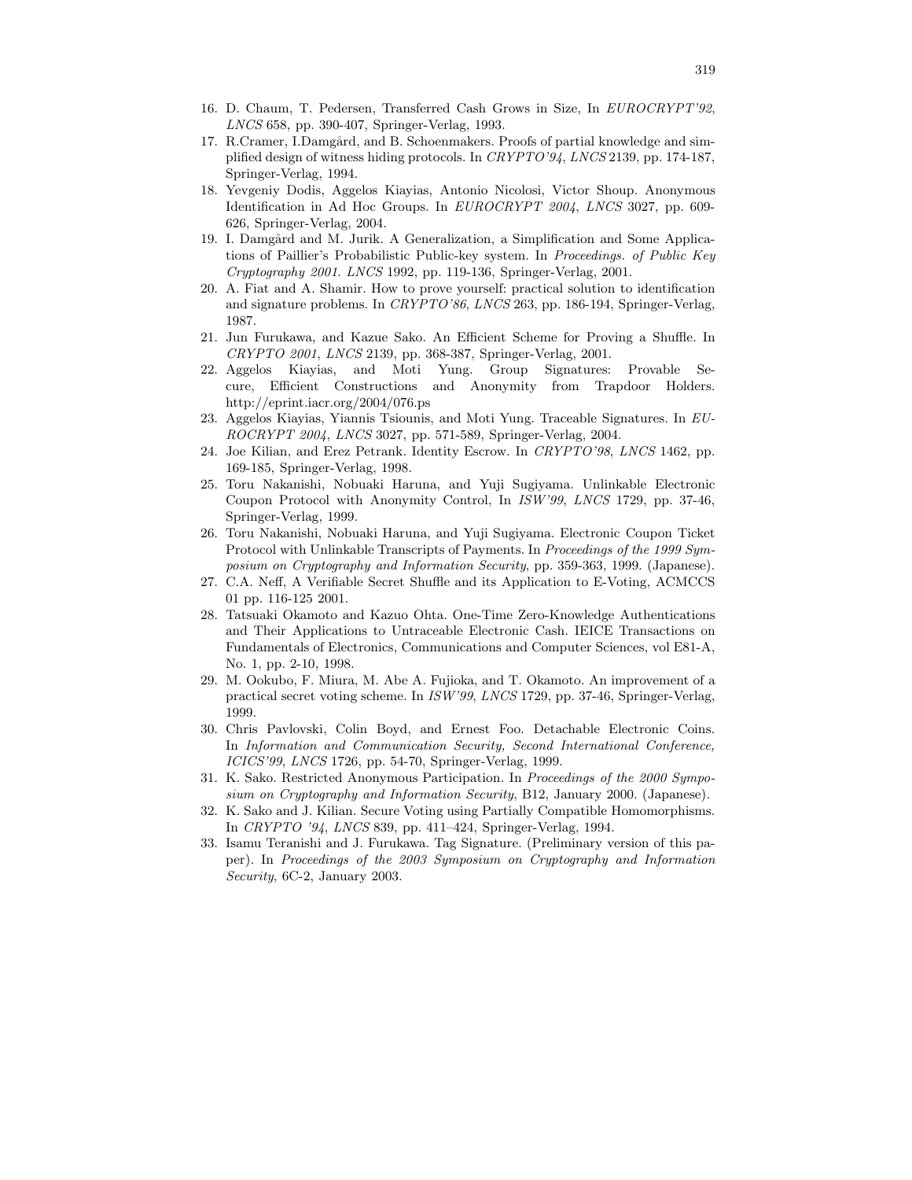16. D. Chaum, T. Pedersen, Transferred Cash Grows in Size, In *EUROCRYPT'92*, *LNCS* 658, pp. 390-407, Springer-Verlag, 1993.
17. R.Cramer, I.Damgård, and B. Schoenmakers. Proofs of partial knowledge and simplified design of witness hiding protocols. In *CRYPTO'94*, *LNCS* 2139, pp. 174-187, Springer-Verlag, 1994.
18. Yevgeniy Dodis, Aggelos Kiayias, Antonio Nicolosi, Victor Shoup. Anonymous Identification in Ad Hoc Groups. In *EUROCRYPT 2004*, *LNCS* 3027, pp. 609-626, Springer-Verlag, 2004.
19. I. Damgård and M. Jurik. A Generalization, a Simplification and Some Applications of Paillier's Probabilistic Public-key system. In *Proceedings. of Public Key Cryptography 2001. LNCS* 1992, pp. 119-136, Springer-Verlag, 2001.
20. A. Fiat and A. Shamir. How to prove yourself: practical solution to identification and signature problems. In *CRYPTO'86*, *LNCS* 263, pp. 186-194, Springer-Verlag, 1987.
21. Jun Furukawa, and Kazue Sako. An Efficient Scheme for Proving a Shuffle. In *CRYPTO 2001*, *LNCS* 2139, pp. 368-387, Springer-Verlag, 2001.
22. Aggelos Kiayias, and Moti Yung. Group Signatures: Provable Secure, Efficient Constructions and Anonymity from Trapdoor Holders. http://eprint.iacr.org/2004/076.ps
23. Aggelos Kiayias, Yiannis Tsiounis, and Moti Yung. Traceable Signatures. In *EUROCRYPT 2004*, *LNCS* 3027, pp. 571-589, Springer-Verlag, 2004.
24. Joe Kilian, and Erez Petrank. Identity Escrow. In *CRYPTO'98*, *LNCS* 1462, pp. 169-185, Springer-Verlag, 1998.
25. Toru Nakanishi, Nobuaki Haruna, and Yuji Sugiyama. Unlinkable Electronic Coupon Protocol with Anonymity Control, In *ISW'99*, *LNCS* 1729, pp. 37-46, Springer-Verlag, 1999.
26. Toru Nakanishi, Nobuaki Haruna, and Yuji Sugiyama. Electronic Coupon Ticket Protocol with Unlinkable Transcripts of Payments. In *Proceedings of the 1999 Symposium on Cryptography and Information Security*, pp. 359-363, 1999. (Japanese).
27. C.A. Neff, A Verifiable Secret Shuffle and its Application to E-Voting, ACMCCS 01 pp. 116-125 2001.
28. Tatsuaki Okamoto and Kazuo Ohta. One-Time Zero-Knowledge Authentications and Their Applications to Untraceable Electronic Cash. IEICE Transactions on Fundamentals of Electronics, Communications and Computer Sciences, vol E81-A, No. 1, pp. 2-10, 1998.
29. M. Ookubo, F. Miura, M. Abe A. Fujioka, and T. Okamoto. An improvement of a practical secret voting scheme. In *ISW'99*, *LNCS* 1729, pp. 37-46, Springer-Verlag, 1999.
30. Chris Pavlovski, Colin Boyd, and Ernest Foo. Detachable Electronic Coins. In *Information and Communication Security, Second International Conference, ICICS'99*, *LNCS* 1726, pp. 54-70, Springer-Verlag, 1999.
31. K. Sako. Restricted Anonymous Participation. In *Proceedings of the 2000 Symposium on Cryptography and Information Security*, B12, January 2000. (Japanese).
32. K. Sako and J. Kilian. Secure Voting using Partially Compatible Homomorphisms. In *CRYPTO '94*, *LNCS* 839, pp. 411–424, Springer-Verlag, 1994.
33. Isamu Teranishi and J. Furukawa. Tag Signature. (Preliminary version of this paper). In *Proceedings of the 2003 Symposium on Cryptography and Information Security*, 6C-2, January 2003.